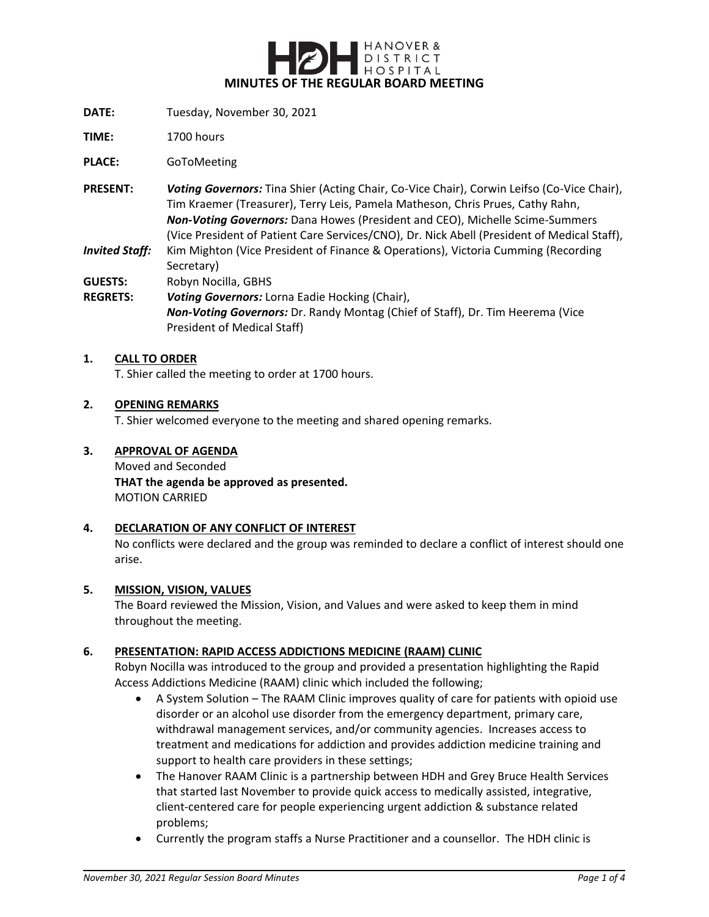HANOVER & DISTRICT HOSPITAL

# MINUTES OF THE REGULAR BOARD MEETING

**DATE:** Tuesday, November 30, 2021

**TIME:** 1700 hours

**PLACE:** GoToMeeting

**PRESENT:** ***Voting Governors:*** Tina Shier (Acting Chair, Co-Vice Chair), Corwin Leifso (Co-Vice Chair), Tim Kraemer (Treasurer), Terry Leis, Pamela Matheson, Chris Prues, Cathy Rahn,
***Non-Voting Governors:*** Dana Howes (President and CEO), Michelle Scime-Summers (Vice President of Patient Care Services/CNO), Dr. Nick Abell (President of Medical Staff),

***Invited Staff:*** Kim Mighton (Vice President of Finance & Operations), Victoria Cumming (Recording Secretary)

**GUESTS:** Robyn Nocilla, GBHS

**REGRETS:** ***Voting Governors:*** Lorna Eadie Hocking (Chair),
***Non-Voting Governors:*** Dr. Randy Montag (Chief of Staff), Dr. Tim Heerema (Vice President of Medical Staff)

## 1. CALL TO ORDER

T. Shier called the meeting to order at 1700 hours.

## 2. OPENING REMARKS

T. Shier welcomed everyone to the meeting and shared opening remarks.

## 3. APPROVAL OF AGENDA

Moved and Seconded

**THAT the agenda be approved as presented.**

MOTION CARRIED

## 4. DECLARATION OF ANY CONFLICT OF INTEREST

No conflicts were declared and the group was reminded to declare a conflict of interest should one arise.

## 5. MISSION, VISION, VALUES

The Board reviewed the Mission, Vision, and Values and were asked to keep them in mind throughout the meeting.

## 6. PRESENTATION: RAPID ACCESS ADDICTIONS MEDICINE (RAAM) CLINIC

Robyn Nocilla was introduced to the group and provided a presentation highlighting the Rapid Access Addictions Medicine (RAAM) clinic which included the following;

- A System Solution – The RAAM Clinic improves quality of care for patients with opioid use disorder or an alcohol use disorder from the emergency department, primary care, withdrawal management services, and/or community agencies. Increases access to treatment and medications for addiction and provides addiction medicine training and support to health care providers in these settings;
- The Hanover RAAM Clinic is a partnership between HDH and Grey Bruce Health Services that started last November to provide quick access to medically assisted, integrative, client-centered care for people experiencing urgent addiction & substance related problems;
- Currently the program staffs a Nurse Practitioner and a counsellor. The HDH clinic is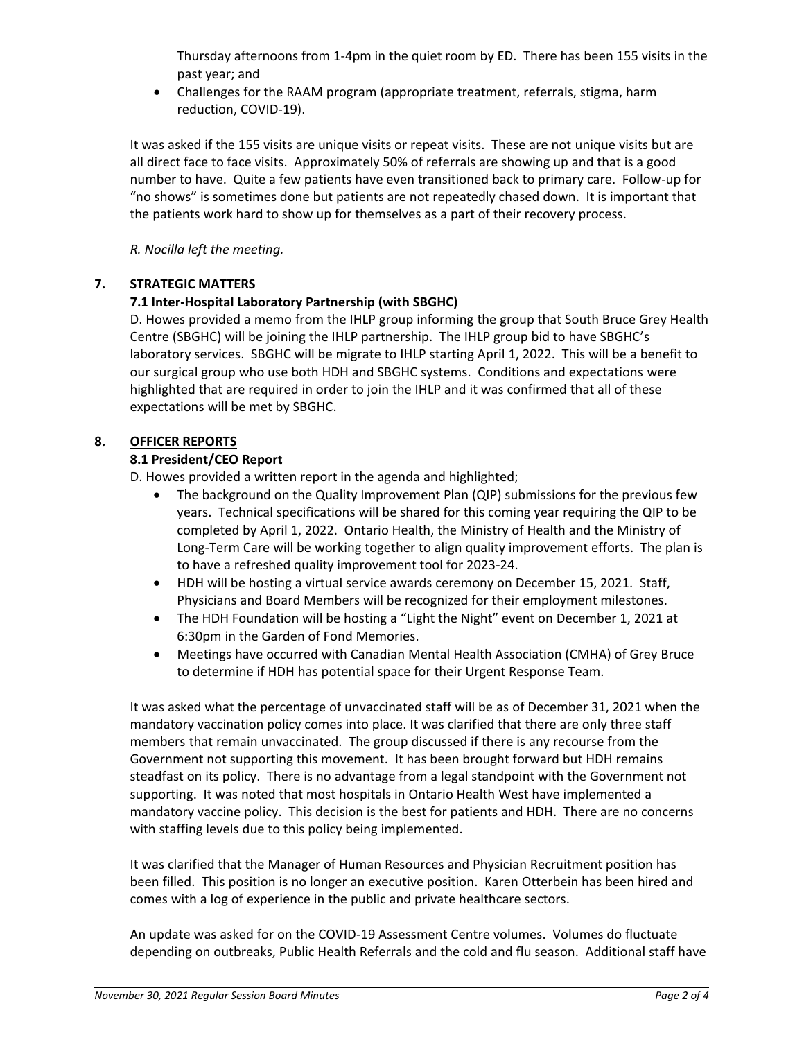Thursday afternoons from 1-4pm in the quiet room by ED. There has been 155 visits in the past year; and

- Challenges for the RAAM program (appropriate treatment, referrals, stigma, harm reduction, COVID-19).

It was asked if the 155 visits are unique visits or repeat visits. These are not unique visits but are all direct face to face visits. Approximately 50% of referrals are showing up and that is a good number to have. Quite a few patients have even transitioned back to primary care. Follow-up for "no shows" is sometimes done but patients are not repeatedly chased down. It is important that the patients work hard to show up for themselves as a part of their recovery process.

*R. Nocilla left the meeting.*

## 7. STRATEGIC MATTERS

### 7.1 Inter-Hospital Laboratory Partnership (with SBGHC)

D. Howes provided a memo from the IHLP group informing the group that South Bruce Grey Health Centre (SBGHC) will be joining the IHLP partnership. The IHLP group bid to have SBGHC's laboratory services. SBGHC will be migrate to IHLP starting April 1, 2022. This will be a benefit to our surgical group who use both HDH and SBGHC systems. Conditions and expectations were highlighted that are required in order to join the IHLP and it was confirmed that all of these expectations will be met by SBGHC.

## 8. OFFICER REPORTS

### 8.1 President/CEO Report

D. Howes provided a written report in the agenda and highlighted;

- The background on the Quality Improvement Plan (QIP) submissions for the previous few years. Technical specifications will be shared for this coming year requiring the QIP to be completed by April 1, 2022. Ontario Health, the Ministry of Health and the Ministry of Long-Term Care will be working together to align quality improvement efforts. The plan is to have a refreshed quality improvement tool for 2023-24.
- HDH will be hosting a virtual service awards ceremony on December 15, 2021. Staff, Physicians and Board Members will be recognized for their employment milestones.
- The HDH Foundation will be hosting a "Light the Night" event on December 1, 2021 at 6:30pm in the Garden of Fond Memories.
- Meetings have occurred with Canadian Mental Health Association (CMHA) of Grey Bruce to determine if HDH has potential space for their Urgent Response Team.

It was asked what the percentage of unvaccinated staff will be as of December 31, 2021 when the mandatory vaccination policy comes into place. It was clarified that there are only three staff members that remain unvaccinated. The group discussed if there is any recourse from the Government not supporting this movement. It has been brought forward but HDH remains steadfast on its policy. There is no advantage from a legal standpoint with the Government not supporting. It was noted that most hospitals in Ontario Health West have implemented a mandatory vaccine policy. This decision is the best for patients and HDH. There are no concerns with staffing levels due to this policy being implemented.

It was clarified that the Manager of Human Resources and Physician Recruitment position has been filled. This position is no longer an executive position. Karen Otterbein has been hired and comes with a log of experience in the public and private healthcare sectors.

An update was asked for on the COVID-19 Assessment Centre volumes. Volumes do fluctuate depending on outbreaks, Public Health Referrals and the cold and flu season. Additional staff have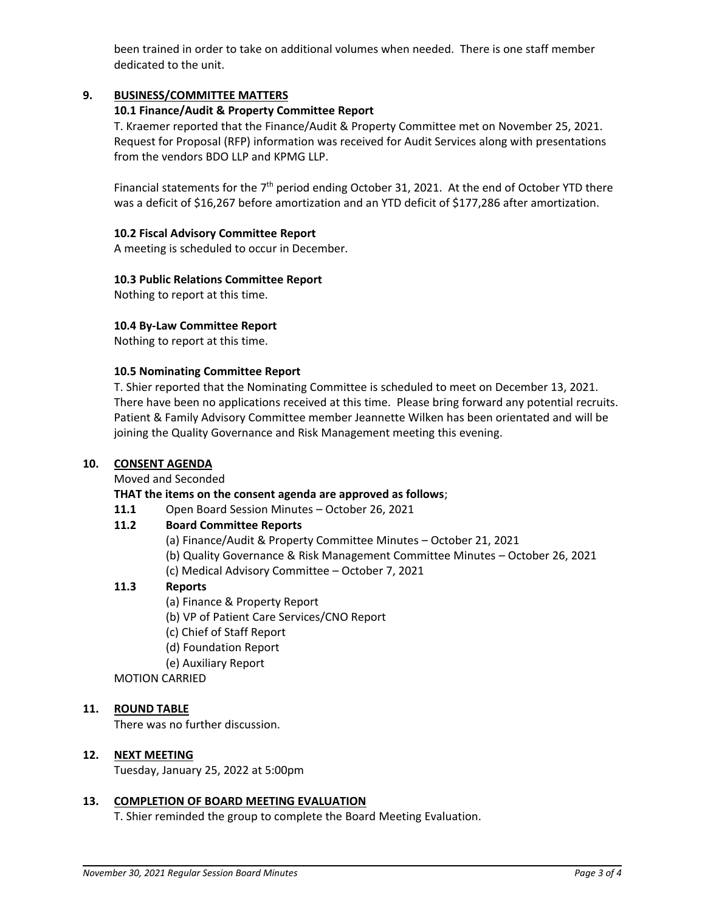been trained in order to take on additional volumes when needed. There is one staff member dedicated to the unit.

## 9. BUSINESS/COMMITTEE MATTERS

### 10.1 Finance/Audit & Property Committee Report

T. Kraemer reported that the Finance/Audit & Property Committee met on November 25, 2021. Request for Proposal (RFP) information was received for Audit Services along with presentations from the vendors BDO LLP and KPMG LLP.

Financial statements for the 7th period ending October 31, 2021. At the end of October YTD there was a deficit of $16,267 before amortization and an YTD deficit of $177,286 after amortization.

### 10.2 Fiscal Advisory Committee Report

A meeting is scheduled to occur in December.

### 10.3 Public Relations Committee Report

Nothing to report at this time.

### 10.4 By-Law Committee Report

Nothing to report at this time.

### 10.5 Nominating Committee Report

T. Shier reported that the Nominating Committee is scheduled to meet on December 13, 2021. There have been no applications received at this time. Please bring forward any potential recruits. Patient & Family Advisory Committee member Jeannette Wilken has been orientated and will be joining the Quality Governance and Risk Management meeting this evening.

## 10. CONSENT AGENDA

Moved and Seconded

**THAT the items on the consent agenda are approved as follows**;

**11.1** Open Board Session Minutes – October 26, 2021

**11.2 Board Committee Reports**

- (a) Finance/Audit & Property Committee Minutes – October 21, 2021
- (b) Quality Governance & Risk Management Committee Minutes – October 26, 2021
- (c) Medical Advisory Committee – October 7, 2021

**11.3 Reports**

- (a) Finance & Property Report
- (b) VP of Patient Care Services/CNO Report
- (c) Chief of Staff Report
- (d) Foundation Report
- (e) Auxiliary Report

MOTION CARRIED

## 11. ROUND TABLE

There was no further discussion.

## 12. NEXT MEETING

Tuesday, January 25, 2022 at 5:00pm

## 13. COMPLETION OF BOARD MEETING EVALUATION

T. Shier reminded the group to complete the Board Meeting Evaluation.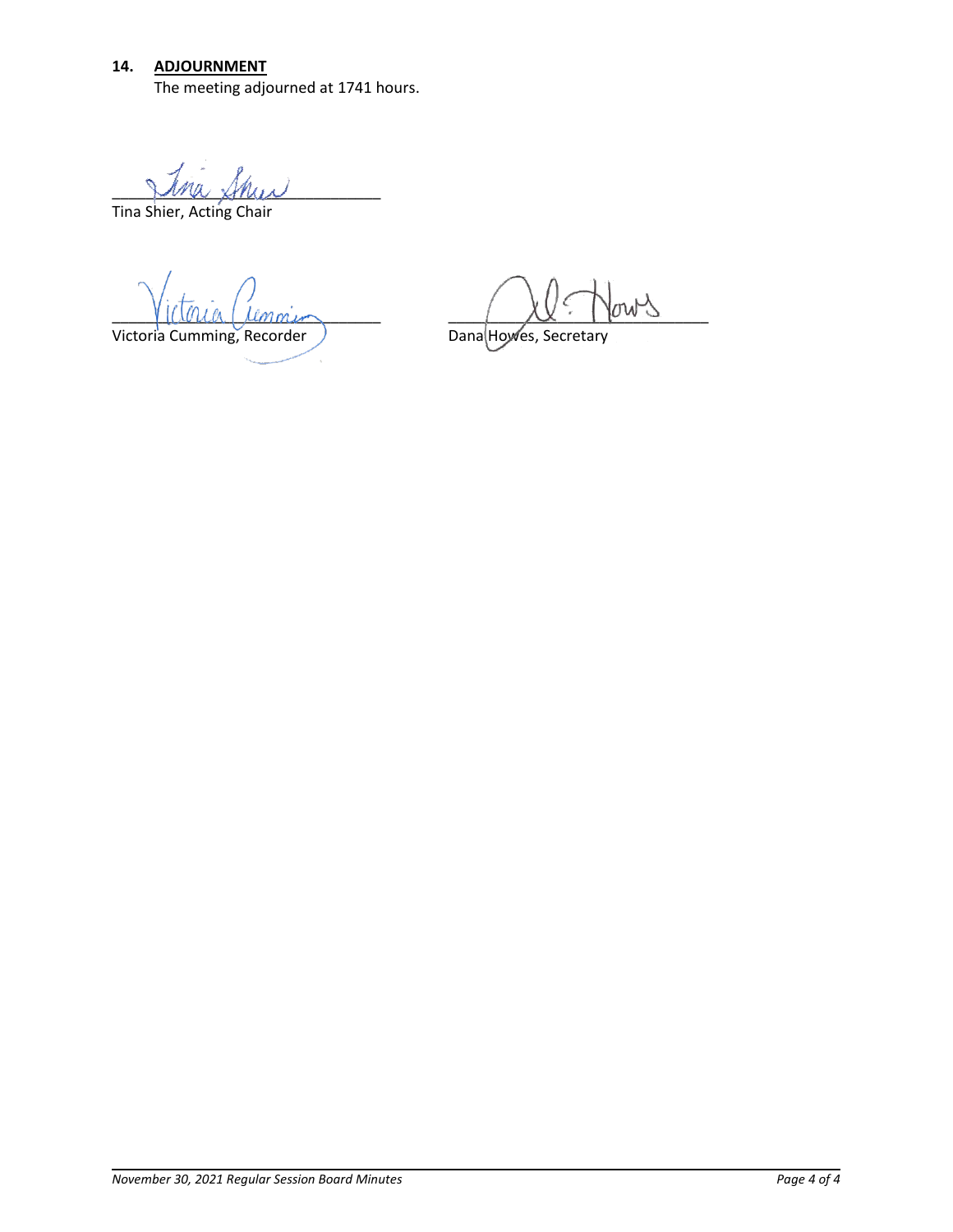## 14. ADJOURNMENT

The meeting adjourned at 1741 hours.

\_\_\_\_\_\_\_\_\_\_\_\_\_\_\_\_\_\_\_\_\_\_\_\_\_\_\_\_\_\_
Tina Shier, Acting Chair

\_\_\_\_\_\_\_\_\_\_\_\_\_\_\_\_\_\_\_\_\_\_\_\_\_\_\_\_\_\_
Victoria Cumming, Recorder

\_\_\_\_\_\_\_\_\_\_\_\_\_\_\_\_\_\_\_\_\_\_\_\_\_\_\_\_\_\_
Dana Howes, Secretary